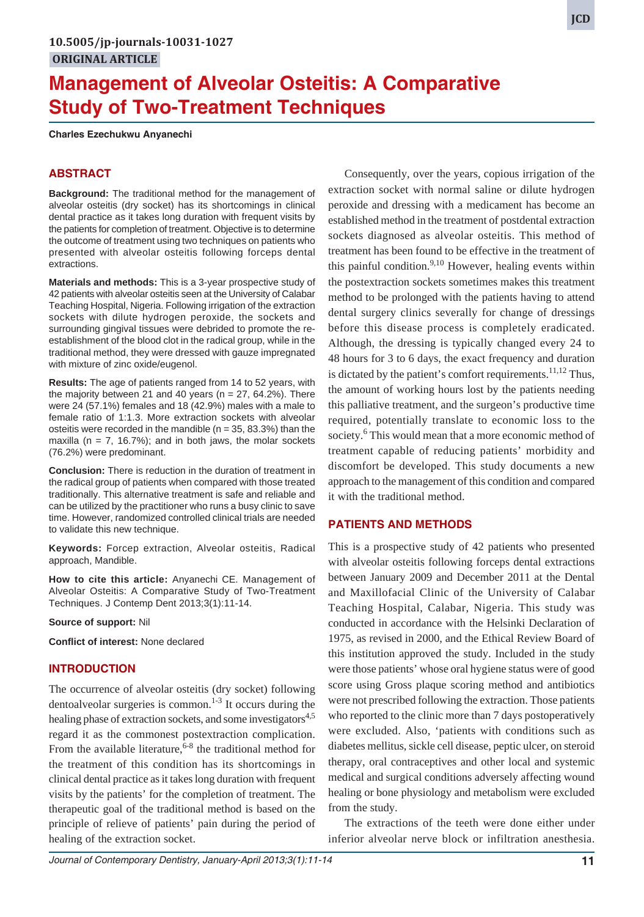10.5005/jp-journals-10031-1027

ORIGINAL ARTICLE

# Management of Alveolar Osteitis: A Comparative Study of Two-Treatment Techniques

**Charles Ezechukwu Anyanechi**

## ABSTRACT

**Background:** The traditional method for the management of alveolar osteitis (dry socket) has its shortcomings in clinical dental practice as it takes long duration with frequent visits by the patients for completion of treatment. Objective is to determine the outcome of treatment using two techniques on patients who presented with alveolar osteitis following forceps dental extractions.

**Materials and methods:** This is a 3-year prospective study of 42 patients with alveolar osteitis seen at the University of Calabar Teaching Hospital, Nigeria. Following irrigation of the extraction sockets with dilute hydrogen peroxide, the sockets and surrounding gingival tissues were debrided to promote the re-establishment of the blood clot in the radical group, while in the traditional method, they were dressed with gauze impregnated with mixture of zinc oxide/eugenol.

**Results:** The age of patients ranged from 14 to 52 years, with the majority between 21 and 40 years (n = 27, 64.2%). There were 24 (57.1%) females and 18 (42.9%) males with a male to female ratio of 1:1.3. More extraction sockets with alveolar osteitis were recorded in the mandible (n = 35, 83.3%) than the maxilla (n = 7, 16.7%); and in both jaws, the molar sockets (76.2%) were predominant.

**Conclusion:** There is reduction in the duration of treatment in the radical group of patients when compared with those treated traditionally. This alternative treatment is safe and reliable and can be utilized by the practitioner who runs a busy clinic to save time. However, randomized controlled clinical trials are needed to validate this new technique.

**Keywords:** Forcep extraction, Alveolar osteitis, Radical approach, Mandible.

**How to cite this article:** Anyanechi CE. Management of Alveolar Osteitis: A Comparative Study of Two-Treatment Techniques. J Contemp Dent 2013;3(1):11-14.

**Source of support:** Nil

**Conflict of interest:** None declared

## INTRODUCTION

The occurrence of alveolar osteitis (dry socket) following dentoalveolar surgeries is common.[1-3] It occurs during the healing phase of extraction sockets, and some investigators[4,5] regard it as the commonest postextraction complication. From the available literature,[6-8] the traditional method for the treatment of this condition has its shortcomings in clinical dental practice as it takes long duration with frequent visits by the patients' for the completion of treatment. The therapeutic goal of the traditional method is based on the principle of relieve of patients' pain during the period of healing of the extraction socket.

Consequently, over the years, copious irrigation of the extraction socket with normal saline or dilute hydrogen peroxide and dressing with a medicament has become an established method in the treatment of postdental extraction sockets diagnosed as alveolar osteitis. This method of treatment has been found to be effective in the treatment of this painful condition.[9,10] However, healing events within the postextraction sockets sometimes makes this treatment method to be prolonged with the patients having to attend dental surgery clinics severally for change of dressings before this disease process is completely eradicated. Although, the dressing is typically changed every 24 to 48 hours for 3 to 6 days, the exact frequency and duration is dictated by the patient's comfort requirements.[11,12] Thus, the amount of working hours lost by the patients needing this palliative treatment, and the surgeon's productive time required, potentially translate to economic loss to the society.[6] This would mean that a more economic method of treatment capable of reducing patients' morbidity and discomfort be developed. This study documents a new approach to the management of this condition and compared it with the traditional method.

## PATIENTS AND METHODS

This is a prospective study of 42 patients who presented with alveolar osteitis following forceps dental extractions between January 2009 and December 2011 at the Dental and Maxillofacial Clinic of the University of Calabar Teaching Hospital, Calabar, Nigeria. This study was conducted in accordance with the Helsinki Declaration of 1975, as revised in 2000, and the Ethical Review Board of this institution approved the study. Included in the study were those patients' whose oral hygiene status were of good score using Gross plaque scoring method and antibiotics were not prescribed following the extraction. Those patients who reported to the clinic more than 7 days postoperatively were excluded. Also, 'patients with conditions such as diabetes mellitus, sickle cell disease, peptic ulcer, on steroid therapy, oral contraceptives and other local and systemic medical and surgical conditions adversely affecting wound healing or bone physiology and metabolism were excluded from the study.

The extractions of the teeth were done either under inferior alveolar nerve block or infiltration anesthesia.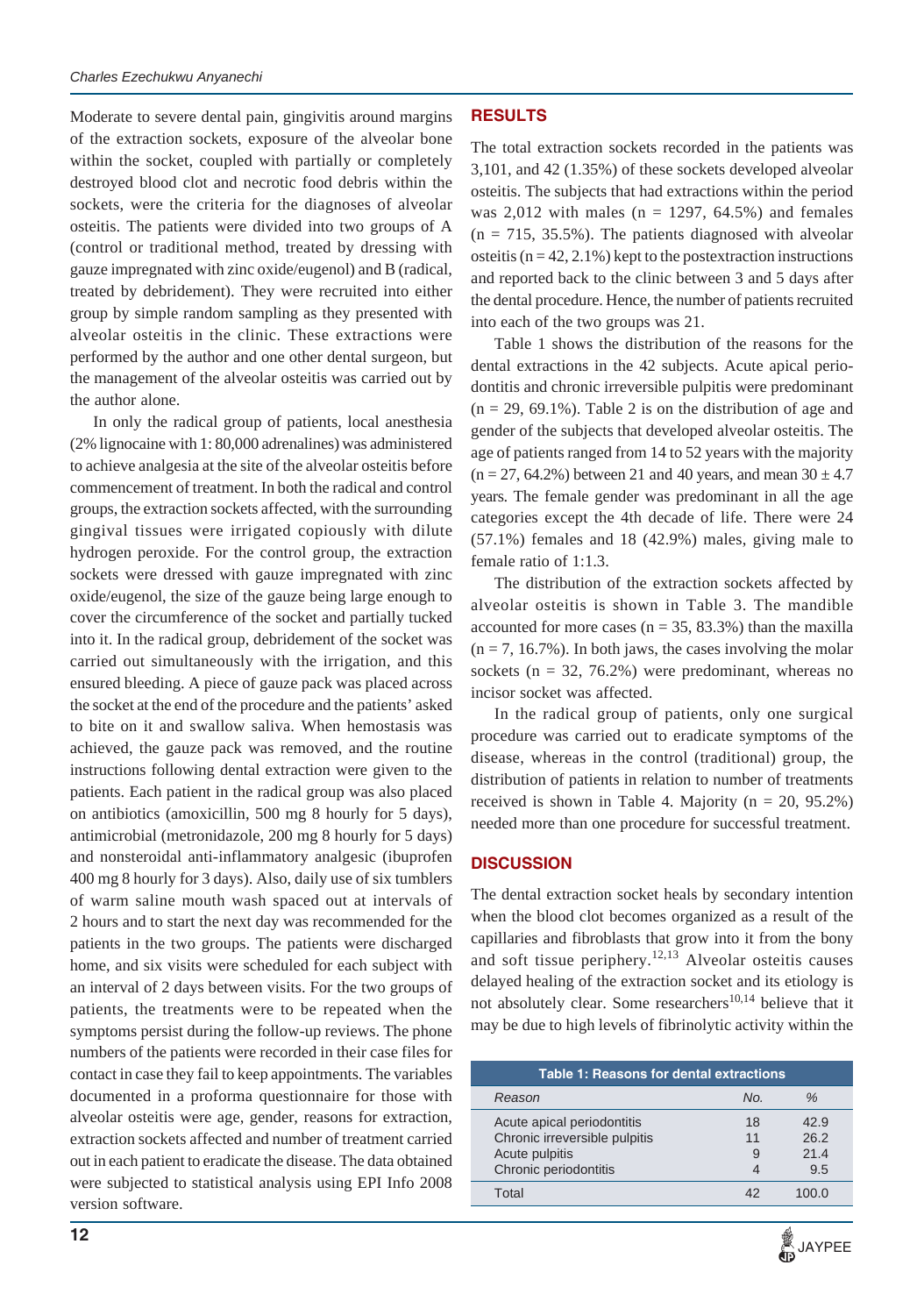Moderate to severe dental pain, gingivitis around margins of the extraction sockets, exposure of the alveolar bone within the socket, coupled with partially or completely destroyed blood clot and necrotic food debris within the sockets, were the criteria for the diagnoses of alveolar osteitis. The patients were divided into two groups of A (control or traditional method, treated by dressing with gauze impregnated with zinc oxide/eugenol) and B (radical, treated by debridement). They were recruited into either group by simple random sampling as they presented with alveolar osteitis in the clinic. These extractions were performed by the author and one other dental surgeon, but the management of the alveolar osteitis was carried out by the author alone.

In only the radical group of patients, local anesthesia (2% lignocaine with 1: 80,000 adrenalines) was administered to achieve analgesia at the site of the alveolar osteitis before commencement of treatment. In both the radical and control groups, the extraction sockets affected, with the surrounding gingival tissues were irrigated copiously with dilute hydrogen peroxide. For the control group, the extraction sockets were dressed with gauze impregnated with zinc oxide/eugenol, the size of the gauze being large enough to cover the circumference of the socket and partially tucked into it. In the radical group, debridement of the socket was carried out simultaneously with the irrigation, and this ensured bleeding. A piece of gauze pack was placed across the socket at the end of the procedure and the patients' asked to bite on it and swallow saliva. When hemostasis was achieved, the gauze pack was removed, and the routine instructions following dental extraction were given to the patients. Each patient in the radical group was also placed on antibiotics (amoxicillin, 500 mg 8 hourly for 5 days), antimicrobial (metronidazole, 200 mg 8 hourly for 5 days) and nonsteroidal anti-inflammatory analgesic (ibuprofen 400 mg 8 hourly for 3 days). Also, daily use of six tumblers of warm saline mouth wash spaced out at intervals of 2 hours and to start the next day was recommended for the patients in the two groups. The patients were discharged home, and six visits were scheduled for each subject with an interval of 2 days between visits. For the two groups of patients, the treatments were to be repeated when the symptoms persist during the follow-up reviews. The phone numbers of the patients were recorded in their case files for contact in case they fail to keep appointments. The variables documented in a proforma questionnaire for those with alveolar osteitis were age, gender, reasons for extraction, extraction sockets affected and number of treatment carried out in each patient to eradicate the disease. The data obtained were subjected to statistical analysis using EPI Info 2008 version software.

## RESULTS

The total extraction sockets recorded in the patients was 3,101, and 42 (1.35%) of these sockets developed alveolar osteitis. The subjects that had extractions within the period was 2,012 with males (n = 1297, 64.5%) and females (n = 715, 35.5%). The patients diagnosed with alveolar osteitis (n = 42, 2.1%) kept to the postextraction instructions and reported back to the clinic between 3 and 5 days after the dental procedure. Hence, the number of patients recruited into each of the two groups was 21.

Table 1 shows the distribution of the reasons for the dental extractions in the 42 subjects. Acute apical periodontitis and chronic irreversible pulpitis were predominant (n = 29, 69.1%). Table 2 is on the distribution of age and gender of the subjects that developed alveolar osteitis. The age of patients ranged from 14 to 52 years with the majority (n = 27, 64.2%) between 21 and 40 years, and mean $30 \pm 4.7$ years. The female gender was predominant in all the age categories except the 4th decade of life. There were 24 (57.1%) females and 18 (42.9%) males, giving male to female ratio of 1:1.3.

The distribution of the extraction sockets affected by alveolar osteitis is shown in Table 3. The mandible accounted for more cases (n = 35, 83.3%) than the maxilla (n = 7, 16.7%). In both jaws, the cases involving the molar sockets (n = 32, 76.2%) were predominant, whereas no incisor socket was affected.

In the radical group of patients, only one surgical procedure was carried out to eradicate symptoms of the disease, whereas in the control (traditional) group, the distribution of patients in relation to number of treatments received is shown in Table 4. Majority (n = 20, 95.2%) needed more than one procedure for successful treatment.

## DISCUSSION

The dental extraction socket heals by secondary intention when the blood clot becomes organized as a result of the capillaries and fibroblasts that grow into it from the bony and soft tissue periphery.[12,13] Alveolar osteitis causes delayed healing of the extraction socket and its etiology is not absolutely clear. Some researchers[10,14] believe that it may be due to high levels of fibrinolytic activity within the

**Table 1: Reasons for dental extractions**

| Reason | No. | % |
|---|---|---|
| Acute apical periodontitis | 18 | 42.9 |
| Chronic irreversible pulpitis | 11 | 26.2 |
| Acute pulpitis | 9 | 21.4 |
| Chronic periodontitis | 4 | 9.5 |
| Total | 42 | 100.0 |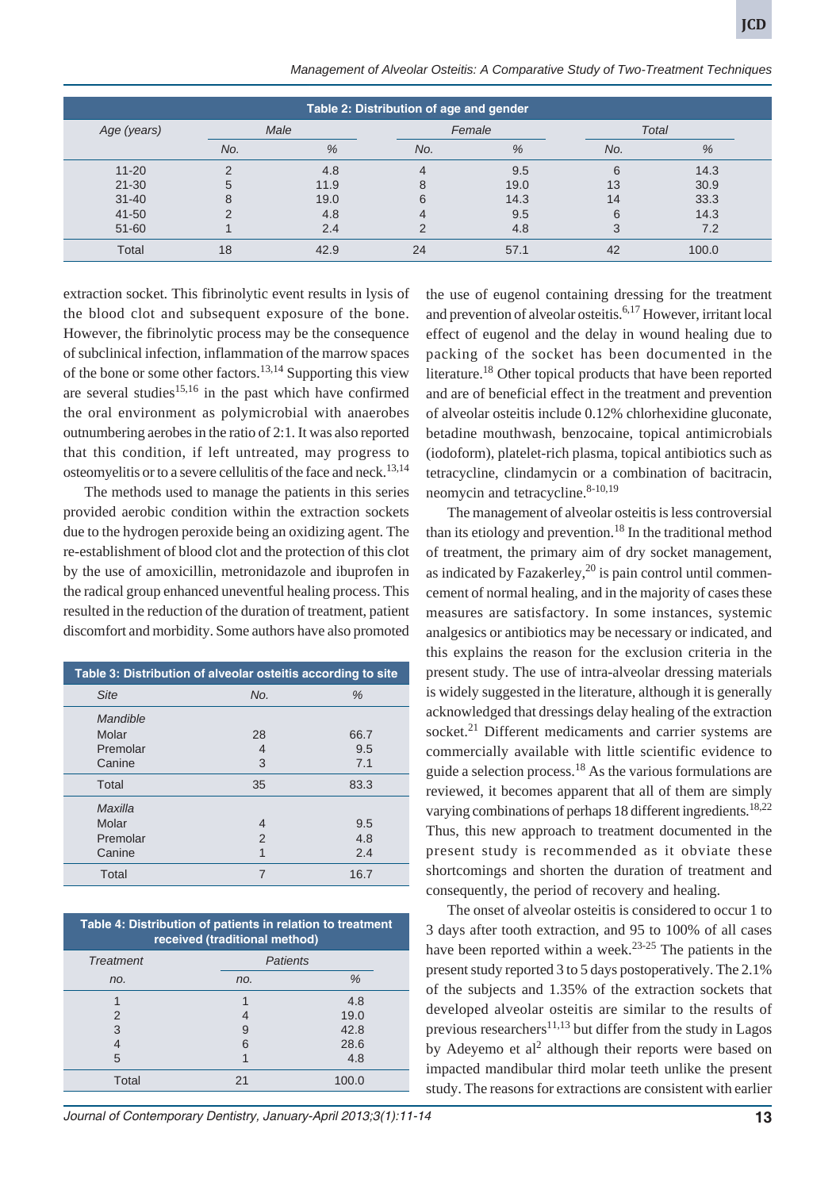**Table 2: Distribution of age and gender**

| Age (years) | Male | | Female | | Total | |
|---|---|---|---|---|---|---|
| | No. | % | No. | % | No. | % |
| 11-20 | 2 | 4.8 | 4 | 9.5 | 6 | 14.3 |
| 21-30 | 5 | 11.9 | 8 | 19.0 | 13 | 30.9 |
| 31-40 | 8 | 19.0 | 6 | 14.3 | 14 | 33.3 |
| 41-50 | 2 | 4.8 | 4 | 9.5 | 6 | 14.3 |
| 51-60 | 1 | 2.4 | 2 | 4.8 | 3 | 7.2 |
| Total | 18 | 42.9 | 24 | 57.1 | 42 | 100.0 |

extraction socket. This fibrinolytic event results in lysis of the blood clot and subsequent exposure of the bone. However, the fibrinolytic process may be the consequence of subclinical infection, inflammation of the marrow spaces of the bone or some other factors.[13,14] Supporting this view are several studies[15,16] in the past which have confirmed the oral environment as polymicrobial with anaerobes outnumbering aerobes in the ratio of 2:1. It was also reported that this condition, if left untreated, may progress to osteomyelitis or to a severe cellulitis of the face and neck.[13,14]

The methods used to manage the patients in this series provided aerobic condition within the extraction sockets due to the hydrogen peroxide being an oxidizing agent. The re-establishment of blood clot and the protection of this clot by the use of amoxicillin, metronidazole and ibuprofen in the radical group enhanced uneventful healing process. This resulted in the reduction of the duration of treatment, patient discomfort and morbidity. Some authors have also promoted the use of eugenol containing dressing for the treatment and prevention of alveolar osteitis.[6,17] However, irritant local effect of eugenol and the delay in wound healing due to packing of the socket has been documented in the literature.[18] Other topical products that have been reported and are of beneficial effect in the treatment and prevention of alveolar osteitis include 0.12% chlorhexidine gluconate, betadine mouthwash, benzocaine, topical antimicrobials (iodoform), platelet-rich plasma, topical antibiotics such as tetracycline, clindamycin or a combination of bacitracin, neomycin and tetracycline.[8-10,19]

**Table 3: Distribution of alveolar osteitis according to site**

| Site | No. | % |
|---|---|---|
| *Mandible* | | |
| Molar | 28 | 66.7 |
| Premolar | 4 | 9.5 |
| Canine | 3 | 7.1 |
| Total | 35 | 83.3 |
| *Maxilla* | | |
| Molar | 4 | 9.5 |
| Premolar | 2 | 4.8 |
| Canine | 1 | 2.4 |
| Total | 7 | 16.7 |

**Table 4: Distribution of patients in relation to treatment received (traditional method)**

| Treatment no. | Patients no. | % |
|---|---|---|
| 1 | 1 | 4.8 |
| 2 | 4 | 19.0 |
| 3 | 9 | 42.8 |
| 4 | 6 | 28.6 |
| 5 | 1 | 4.8 |
| Total | 21 | 100.0 |

The management of alveolar osteitis is less controversial than its etiology and prevention.[18] In the traditional method of treatment, the primary aim of dry socket management, as indicated by Fazakerley,[20] is pain control until commencement of normal healing, and in the majority of cases these measures are satisfactory. In some instances, systemic analgesics or antibiotics may be necessary or indicated, and this explains the reason for the exclusion criteria in the present study. The use of intra-alveolar dressing materials is widely suggested in the literature, although it is generally acknowledged that dressings delay healing of the extraction socket.[21] Different medicaments and carrier systems are commercially available with little scientific evidence to guide a selection process.[18] As the various formulations are reviewed, it becomes apparent that all of them are simply varying combinations of perhaps 18 different ingredients.[18,22] Thus, this new approach to treatment documented in the present study is recommended as it obviate these shortcomings and shorten the duration of treatment and consequently, the period of recovery and healing.

The onset of alveolar osteitis is considered to occur 1 to 3 days after tooth extraction, and 95 to 100% of all cases have been reported within a week.[23-25] The patients in the present study reported 3 to 5 days postoperatively. The 2.1% of the subjects and 1.35% of the extraction sockets that developed alveolar osteitis are similar to the results of previous researchers[11,13] but differ from the study in Lagos by Adeyemo et al[2] although their reports were based on impacted mandibular third molar teeth unlike the present study. The reasons for extractions are consistent with earlier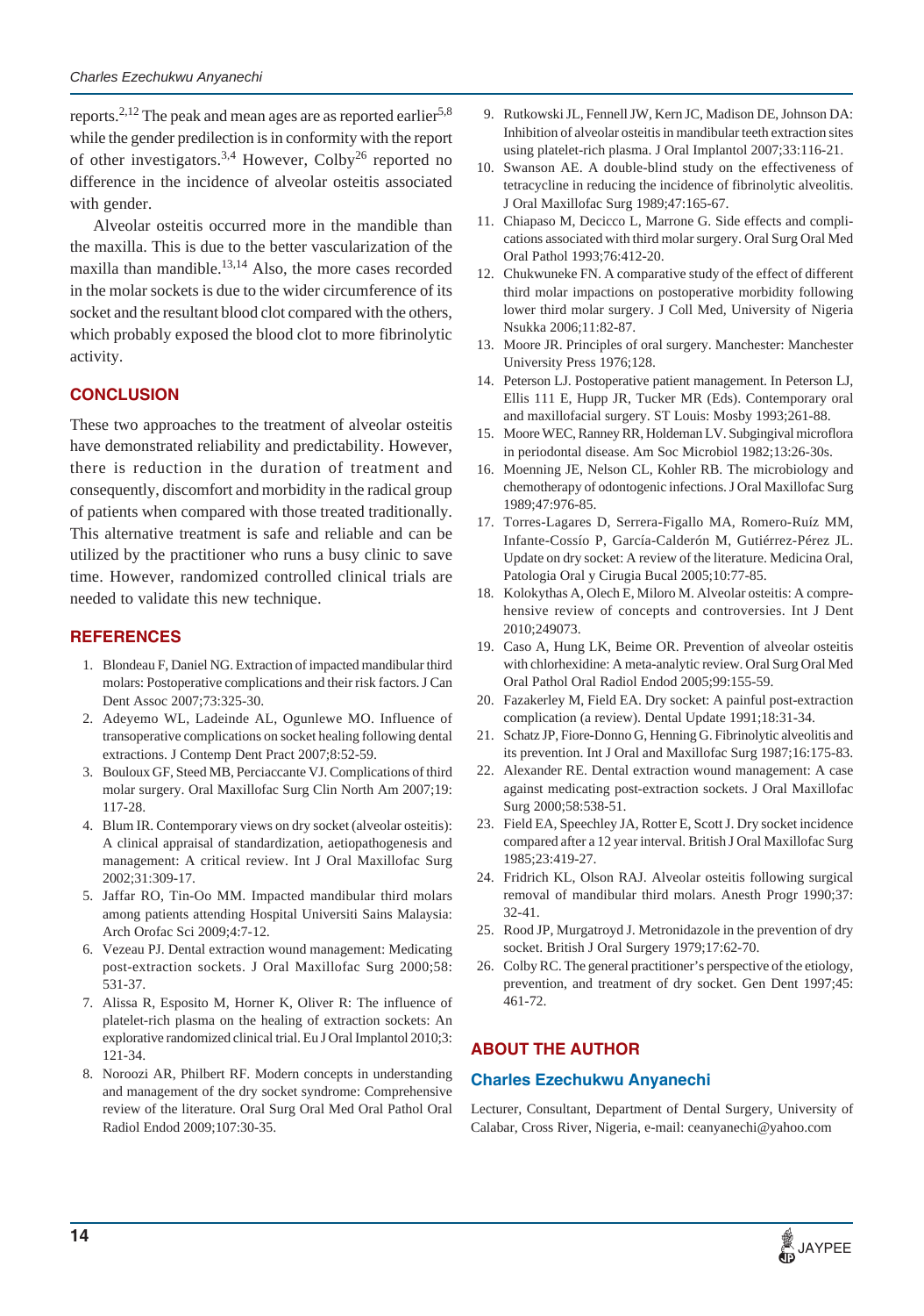reports.[2,12] The peak and mean ages are as reported earlier[5,8] while the gender predilection is in conformity with the report of other investigators.[3,4] However, Colby[26] reported no difference in the incidence of alveolar osteitis associated with gender.

Alveolar osteitis occurred more in the mandible than the maxilla. This is due to the better vascularization of the maxilla than mandible.[13,14] Also, the more cases recorded in the molar sockets is due to the wider circumference of its socket and the resultant blood clot compared with the others, which probably exposed the blood clot to more fibrinolytic activity.

## CONCLUSION

These two approaches to the treatment of alveolar osteitis have demonstrated reliability and predictability. However, there is reduction in the duration of treatment and consequently, discomfort and morbidity in the radical group of patients when compared with those treated traditionally. This alternative treatment is safe and reliable and can be utilized by the practitioner who runs a busy clinic to save time. However, randomized controlled clinical trials are needed to validate this new technique.

## REFERENCES

1. Blondeau F, Daniel NG. Extraction of impacted mandibular third molars: Postoperative complications and their risk factors. J Can Dent Assoc 2007;73:325-30.
2. Adeyemo WL, Ladeinde AL, Ogunlewe MO. Influence of transoperative complications on socket healing following dental extractions. J Contemp Dent Pract 2007;8:52-59.
3. Bouloux GF, Steed MB, Perciaccante VJ. Complications of third molar surgery. Oral Maxillofac Surg Clin North Am 2007;19: 117-28.
4. Blum IR. Contemporary views on dry socket (alveolar osteitis): A clinical appraisal of standardization, aetiopathogenesis and management: A critical review. Int J Oral Maxillofac Surg 2002;31:309-17.
5. Jaffar RO, Tin-Oo MM. Impacted mandibular third molars among patients attending Hospital Universiti Sains Malaysia: Arch Orofac Sci 2009;4:7-12.
6. Vezeau PJ. Dental extraction wound management: Medicating post-extraction sockets. J Oral Maxillofac Surg 2000;58: 531-37.
7. Alissa R, Esposito M, Horner K, Oliver R: The influence of platelet-rich plasma on the healing of extraction sockets: An explorative randomized clinical trial. Eu J Oral Implantol 2010;3: 121-34.
8. Noroozi AR, Philbert RF. Modern concepts in understanding and management of the dry socket syndrome: Comprehensive review of the literature. Oral Surg Oral Med Oral Pathol Oral Radiol Endod 2009;107:30-35.
9. Rutkowski JL, Fennell JW, Kern JC, Madison DE, Johnson DA: Inhibition of alveolar osteitis in mandibular teeth extraction sites using platelet-rich plasma. J Oral Implantol 2007;33:116-21.
10. Swanson AE. A double-blind study on the effectiveness of tetracycline in reducing the incidence of fibrinolytic alveolitis. J Oral Maxillofac Surg 1989;47:165-67.
11. Chiapaso M, Decicco L, Marrone G. Side effects and complications associated with third molar surgery. Oral Surg Oral Med Oral Pathol 1993;76:412-20.
12. Chukwuneke FN. A comparative study of the effect of different third molar impactions on postoperative morbidity following lower third molar surgery. J Coll Med, University of Nigeria Nsukka 2006;11:82-87.
13. Moore JR. Principles of oral surgery. Manchester: Manchester University Press 1976;128.
14. Peterson LJ. Postoperative patient management. In Peterson LJ, Ellis 111 E, Hupp JR, Tucker MR (Eds). Contemporary oral and maxillofacial surgery. ST Louis: Mosby 1993;261-88.
15. Moore WEC, Ranney RR, Holdeman LV. Subgingival microflora in periodontal disease. Am Soc Microbiol 1982;13:26-30s.
16. Moenning JE, Nelson CL, Kohler RB. The microbiology and chemotherapy of odontogenic infections. J Oral Maxillofac Surg 1989;47:976-85.
17. Torres-Lagares D, Serrera-Figallo MA, Romero-Ruíz MM, Infante-Cossío P, García-Calderón M, Gutiérrez-Pérez JL. Update on dry socket: A review of the literature. Medicina Oral, Patologia Oral y Cirugia Bucal 2005;10:77-85.
18. Kolokythas A, Olech E, Miloro M. Alveolar osteitis: A comprehensive review of concepts and controversies. Int J Dent 2010;249073.
19. Caso A, Hung LK, Beime OR. Prevention of alveolar osteitis with chlorhexidine: A meta-analytic review. Oral Surg Oral Med Oral Pathol Oral Radiol Endod 2005;99:155-59.
20. Fazakerley M, Field EA. Dry socket: A painful post-extraction complication (a review). Dental Update 1991;18:31-34.
21. Schatz JP, Fiore-Donno G, Henning G. Fibrinolytic alveolitis and its prevention. Int J Oral and Maxillofac Surg 1987;16:175-83.
22. Alexander RE. Dental extraction wound management: A case against medicating post-extraction sockets. J Oral Maxillofac Surg 2000;58:538-51.
23. Field EA, Speechley JA, Rotter E, Scott J. Dry socket incidence compared after a 12 year interval. British J Oral Maxillofac Surg 1985;23:419-27.
24. Fridrich KL, Olson RAJ. Alveolar osteitis following surgical removal of mandibular third molars. Anesth Progr 1990;37: 32-41.
25. Rood JP, Murgatroyd J. Metronidazole in the prevention of dry socket. British J Oral Surgery 1979;17:62-70.
26. Colby RC. The general practitioner's perspective of the etiology, prevention, and treatment of dry socket. Gen Dent 1997;45: 461-72.

## ABOUT THE AUTHOR

### Charles Ezechukwu Anyanechi

Lecturer, Consultant, Department of Dental Surgery, University of Calabar, Cross River, Nigeria, e-mail: ceanyanechi@yahoo.com